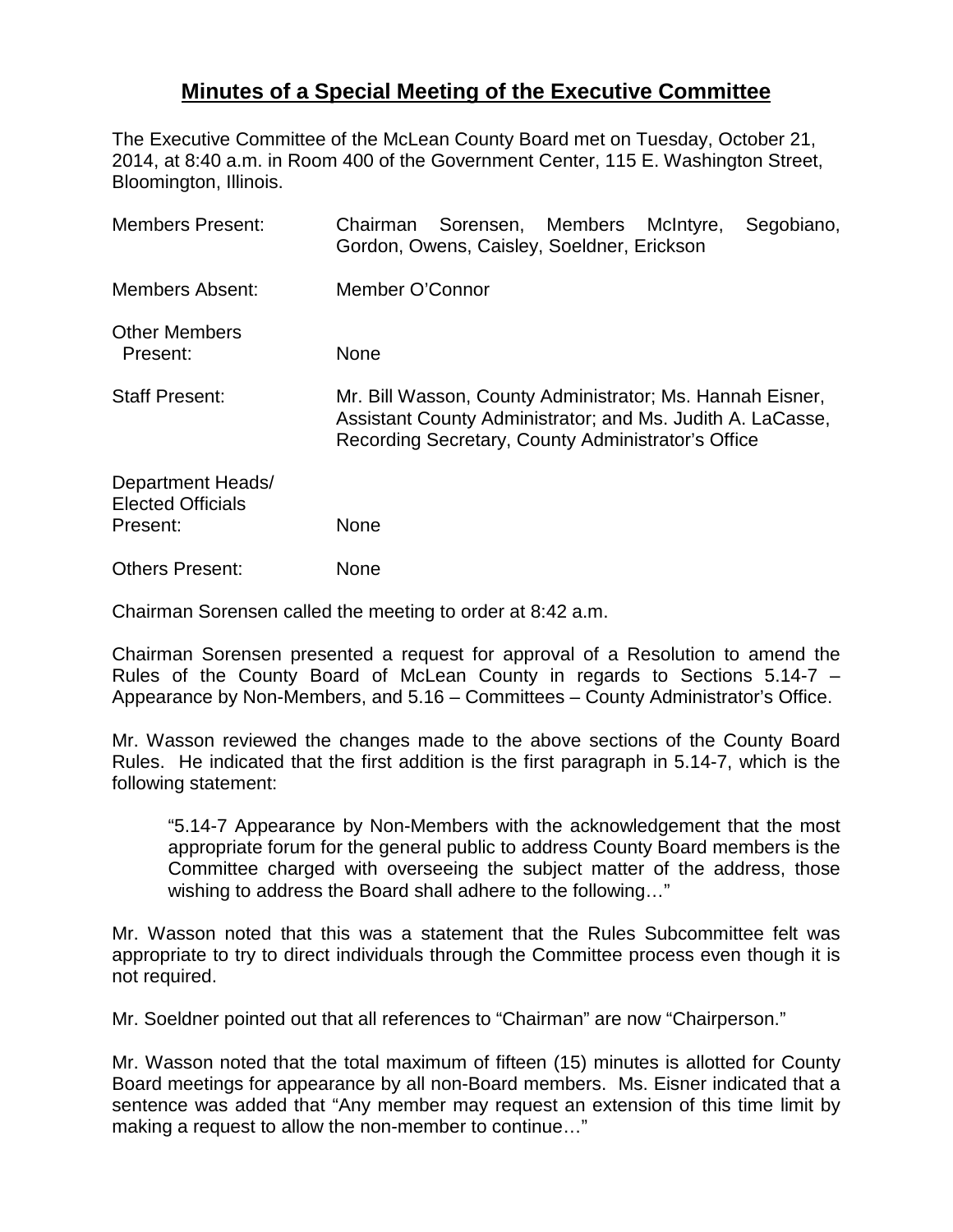# **Minutes of a Special Meeting of the Executive Committee**

The Executive Committee of the McLean County Board met on Tuesday, October 21, 2014, at 8:40 a.m. in Room 400 of the Government Center, 115 E. Washington Street, Bloomington, Illinois.

| | |
|---|---|
| Members Present: | Chairman Sorensen, Members McIntyre, Segobiano, Gordon, Owens, Caisley, Soeldner, Erickson |
| Members Absent: | Member O'Connor |
| Other Members Present: | None |
| Staff Present: | Mr. Bill Wasson, County Administrator; Ms. Hannah Eisner, Assistant County Administrator; and Ms. Judith A. LaCasse, Recording Secretary, County Administrator's Office |
| Department Heads/ Elected Officials Present: | None |
| Others Present: | None |

Chairman Sorensen called the meeting to order at 8:42 a.m.

Chairman Sorensen presented a request for approval of a Resolution to amend the Rules of the County Board of McLean County in regards to Sections 5.14-7 – Appearance by Non-Members, and 5.16 – Committees – County Administrator's Office.

Mr. Wasson reviewed the changes made to the above sections of the County Board Rules. He indicated that the first addition is the first paragraph in 5.14-7, which is the following statement:

> "5.14-7 Appearance by Non-Members with the acknowledgement that the most appropriate forum for the general public to address County Board members is the Committee charged with overseeing the subject matter of the address, those wishing to address the Board shall adhere to the following…"

Mr. Wasson noted that this was a statement that the Rules Subcommittee felt was appropriate to try to direct individuals through the Committee process even though it is not required.

Mr. Soeldner pointed out that all references to "Chairman" are now "Chairperson."

Mr. Wasson noted that the total maximum of fifteen (15) minutes is allotted for County Board meetings for appearance by all non-Board members. Ms. Eisner indicated that a sentence was added that "Any member may request an extension of this time limit by making a request to allow the non-member to continue…"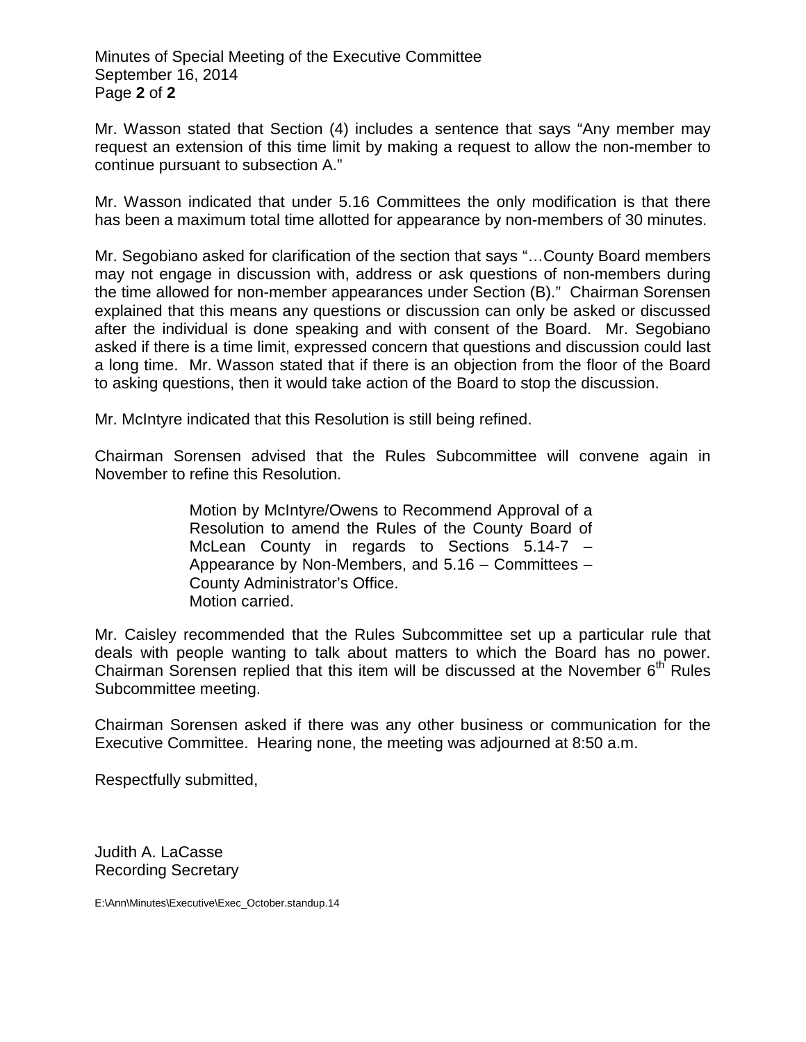Mr. Wasson stated that Section (4) includes a sentence that says "Any member may request an extension of this time limit by making a request to allow the non-member to continue pursuant to subsection A."

Mr. Wasson indicated that under 5.16 Committees the only modification is that there has been a maximum total time allotted for appearance by non-members of 30 minutes.

Mr. Segobiano asked for clarification of the section that says "…County Board members may not engage in discussion with, address or ask questions of non-members during the time allowed for non-member appearances under Section (B)." Chairman Sorensen explained that this means any questions or discussion can only be asked or discussed after the individual is done speaking and with consent of the Board. Mr. Segobiano asked if there is a time limit, expressed concern that questions and discussion could last a long time. Mr. Wasson stated that if there is an objection from the floor of the Board to asking questions, then it would take action of the Board to stop the discussion.

Mr. McIntyre indicated that this Resolution is still being refined.

Chairman Sorensen advised that the Rules Subcommittee will convene again in November to refine this Resolution.

> Motion by McIntyre/Owens to Recommend Approval of a Resolution to amend the Rules of the County Board of McLean County in regards to Sections 5.14-7 – Appearance by Non-Members, and 5.16 – Committees – County Administrator's Office.
> Motion carried.

Mr. Caisley recommended that the Rules Subcommittee set up a particular rule that deals with people wanting to talk about matters to which the Board has no power. Chairman Sorensen replied that this item will be discussed at the November 6th Rules Subcommittee meeting.

Chairman Sorensen asked if there was any other business or communication for the Executive Committee. Hearing none, the meeting was adjourned at 8:50 a.m.

Respectfully submitted,

Judith A. LaCasse
Recording Secretary

E:\Ann\Minutes\Executive\Exec_October.standup.14